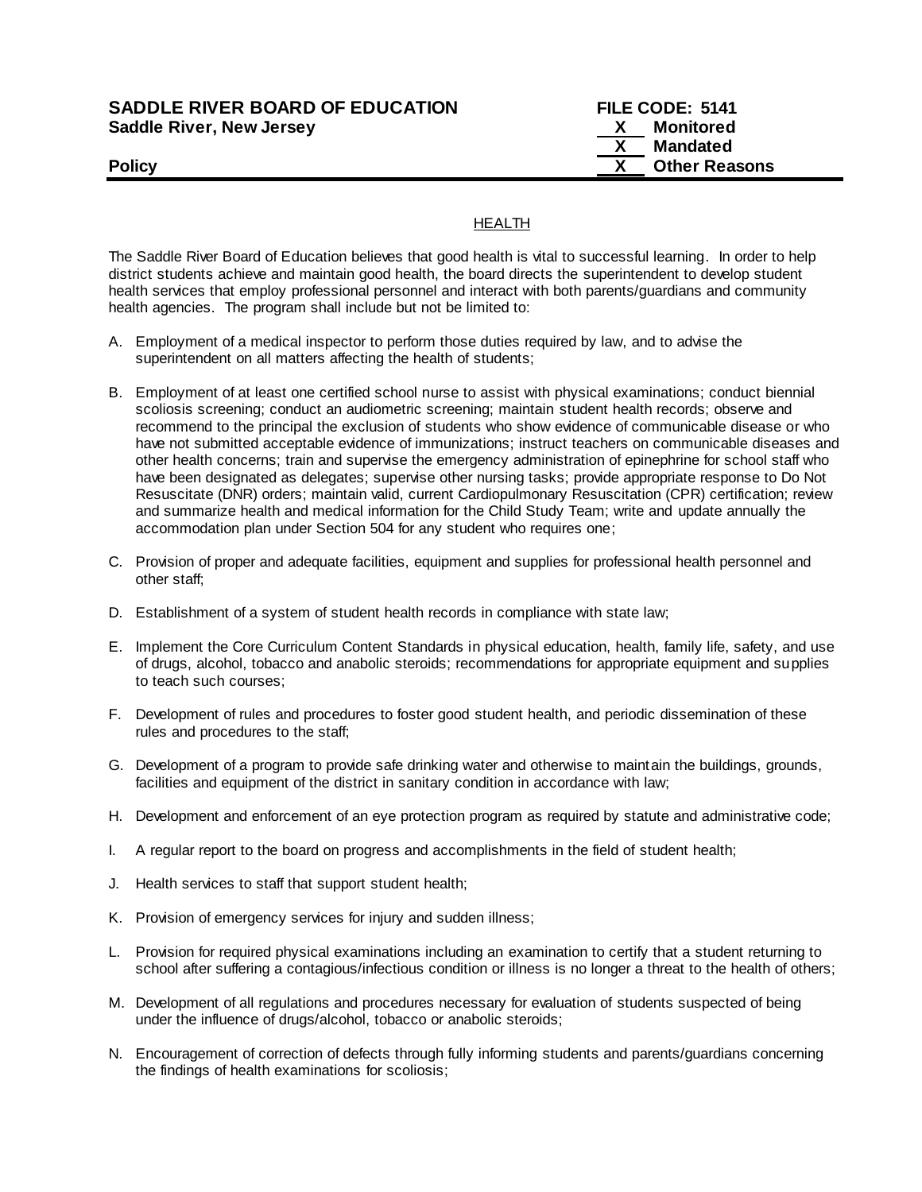**SADDLE RIVER BOARD OF EDUCATION**
**Saddle River, New Jersey**

**Policy**

**FILE CODE: 5141**
**X Monitored**
**X Mandated**
**X Other Reasons**

HEALTH

The Saddle River Board of Education believes that good health is vital to successful learning. In order to help district students achieve and maintain good health, the board directs the superintendent to develop student health services that employ professional personnel and interact with both parents/guardians and community health agencies. The program shall include but not be limited to:

A. Employment of a medical inspector to perform those duties required by law, and to advise the superintendent on all matters affecting the health of students;

B. Employment of at least one certified school nurse to assist with physical examinations; conduct biennial scoliosis screening; conduct an audiometric screening; maintain student health records; observe and recommend to the principal the exclusion of students who show evidence of communicable disease or who have not submitted acceptable evidence of immunizations; instruct teachers on communicable diseases and other health concerns; train and supervise the emergency administration of epinephrine for school staff who have been designated as delegates; supervise other nursing tasks; provide appropriate response to Do Not Resuscitate (DNR) orders; maintain valid, current Cardiopulmonary Resuscitation (CPR) certification; review and summarize health and medical information for the Child Study Team; write and update annually the accommodation plan under Section 504 for any student who requires one;

C. Provision of proper and adequate facilities, equipment and supplies for professional health personnel and other staff;

D. Establishment of a system of student health records in compliance with state law;

E. Implement the Core Curriculum Content Standards in physical education, health, family life, safety, and use of drugs, alcohol, tobacco and anabolic steroids; recommendations for appropriate equipment and supplies to teach such courses;

F. Development of rules and procedures to foster good student health, and periodic dissemination of these rules and procedures to the staff;

G. Development of a program to provide safe drinking water and otherwise to maintain the buildings, grounds, facilities and equipment of the district in sanitary condition in accordance with law;

H. Development and enforcement of an eye protection program as required by statute and administrative code;

I. A regular report to the board on progress and accomplishments in the field of student health;

J. Health services to staff that support student health;

K. Provision of emergency services for injury and sudden illness;

L. Provision for required physical examinations including an examination to certify that a student returning to school after suffering a contagious/infectious condition or illness is no longer a threat to the health of others;

M. Development of all regulations and procedures necessary for evaluation of students suspected of being under the influence of drugs/alcohol, tobacco or anabolic steroids;

N. Encouragement of correction of defects through fully informing students and parents/guardians concerning the findings of health examinations for scoliosis;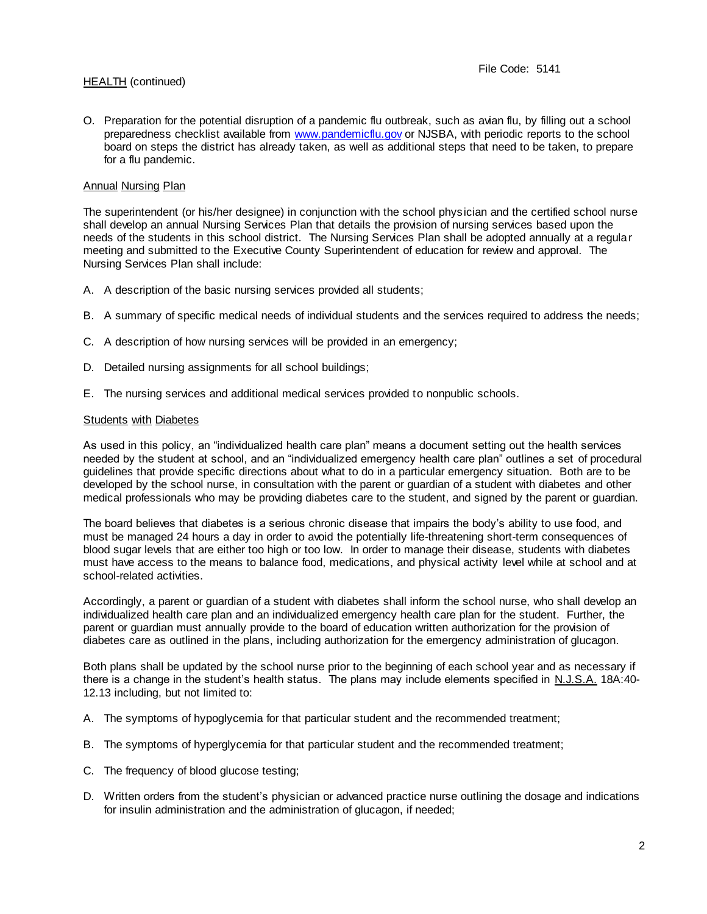O. Preparation for the potential disruption of a pandemic flu outbreak, such as avian flu, by filling out a school preparedness checklist available from www.pandemicflu.gov or NJSBA, with periodic reports to the school board on steps the district has already taken, as well as additional steps that need to be taken, to prepare for a flu pandemic.

## Annual Nursing Plan

The superintendent (or his/her designee) in conjunction with the school physician and the certified school nurse shall develop an annual Nursing Services Plan that details the provision of nursing services based upon the needs of the students in this school district. The Nursing Services Plan shall be adopted annually at a regular meeting and submitted to the Executive County Superintendent of education for review and approval. The Nursing Services Plan shall include:

A. A description of the basic nursing services provided all students;

B. A summary of specific medical needs of individual students and the services required to address the needs;

C. A description of how nursing services will be provided in an emergency;

D. Detailed nursing assignments for all school buildings;

E. The nursing services and additional medical services provided to nonpublic schools.

## Students with Diabetes

As used in this policy, an "individualized health care plan" means a document setting out the health services needed by the student at school, and an "individualized emergency health care plan" outlines a set of procedural guidelines that provide specific directions about what to do in a particular emergency situation. Both are to be developed by the school nurse, in consultation with the parent or guardian of a student with diabetes and other medical professionals who may be providing diabetes care to the student, and signed by the parent or guardian.

The board believes that diabetes is a serious chronic disease that impairs the body's ability to use food, and must be managed 24 hours a day in order to avoid the potentially life-threatening short-term consequences of blood sugar levels that are either too high or too low. In order to manage their disease, students with diabetes must have access to the means to balance food, medications, and physical activity level while at school and at school-related activities.

Accordingly, a parent or guardian of a student with diabetes shall inform the school nurse, who shall develop an individualized health care plan and an individualized emergency health care plan for the student. Further, the parent or guardian must annually provide to the board of education written authorization for the provision of diabetes care as outlined in the plans, including authorization for the emergency administration of glucagon.

Both plans shall be updated by the school nurse prior to the beginning of each school year and as necessary if there is a change in the student's health status. The plans may include elements specified in N.J.S.A. 18A:40-12.13 including, but not limited to:

A. The symptoms of hypoglycemia for that particular student and the recommended treatment;

B. The symptoms of hyperglycemia for that particular student and the recommended treatment;

C. The frequency of blood glucose testing;

D. Written orders from the student's physician or advanced practice nurse outlining the dosage and indications for insulin administration and the administration of glucagon, if needed;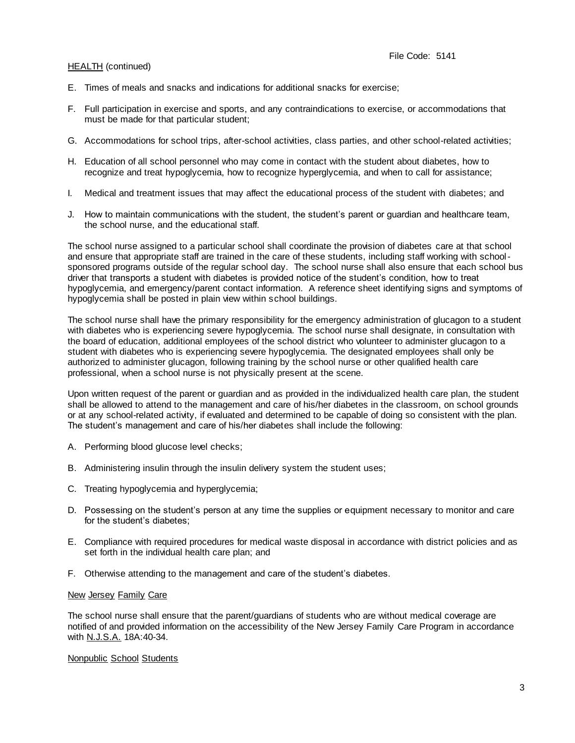E. Times of meals and snacks and indications for additional snacks for exercise;

F. Full participation in exercise and sports, and any contraindications to exercise, or accommodations that must be made for that particular student;

G. Accommodations for school trips, after-school activities, class parties, and other school-related activities;

H. Education of all school personnel who may come in contact with the student about diabetes, how to recognize and treat hypoglycemia, how to recognize hyperglycemia, and when to call for assistance;

I. Medical and treatment issues that may affect the educational process of the student with diabetes; and

J. How to maintain communications with the student, the student's parent or guardian and healthcare team, the school nurse, and the educational staff.

The school nurse assigned to a particular school shall coordinate the provision of diabetes care at that school and ensure that appropriate staff are trained in the care of these students, including staff working with school-sponsored programs outside of the regular school day. The school nurse shall also ensure that each school bus driver that transports a student with diabetes is provided notice of the student's condition, how to treat hypoglycemia, and emergency/parent contact information. A reference sheet identifying signs and symptoms of hypoglycemia shall be posted in plain view within school buildings.

The school nurse shall have the primary responsibility for the emergency administration of glucagon to a student with diabetes who is experiencing severe hypoglycemia. The school nurse shall designate, in consultation with the board of education, additional employees of the school district who volunteer to administer glucagon to a student with diabetes who is experiencing severe hypoglycemia. The designated employees shall only be authorized to administer glucagon, following training by the school nurse or other qualified health care professional, when a school nurse is not physically present at the scene.

Upon written request of the parent or guardian and as provided in the individualized health care plan, the student shall be allowed to attend to the management and care of his/her diabetes in the classroom, on school grounds or at any school-related activity, if evaluated and determined to be capable of doing so consistent with the plan. The student's management and care of his/her diabetes shall include the following:

A. Performing blood glucose level checks;

B. Administering insulin through the insulin delivery system the student uses;

C. Treating hypoglycemia and hyperglycemia;

D. Possessing on the student's person at any time the supplies or equipment necessary to monitor and care for the student's diabetes;

E. Compliance with required procedures for medical waste disposal in accordance with district policies and as set forth in the individual health care plan; and

F. Otherwise attending to the management and care of the student's diabetes.

<u>New Jersey Family Care</u>

The school nurse shall ensure that the parent/guardians of students who are without medical coverage are notified of and provided information on the accessibility of the New Jersey Family Care Program in accordance with <u>N.J.S.A.</u> 18A:40-34.

<u>Nonpublic School Students</u>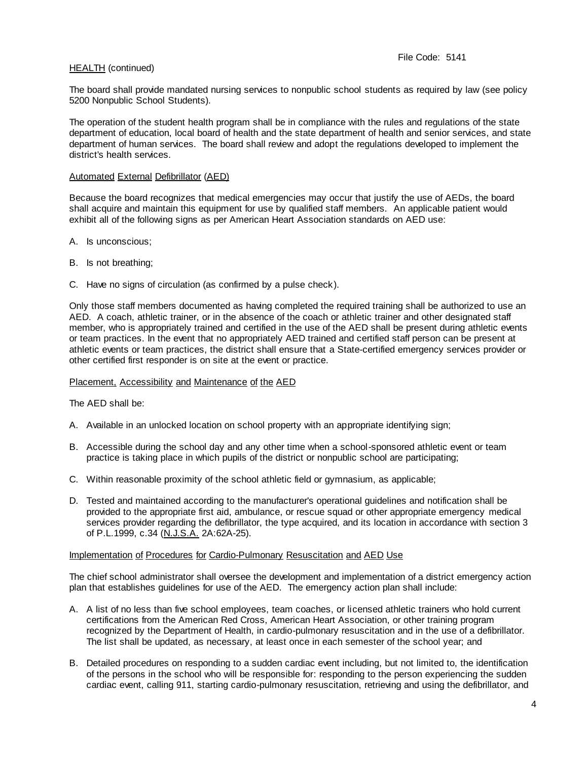HEALTH (continued)

The board shall provide mandated nursing services to nonpublic school students as required by law (see policy 5200 Nonpublic School Students).

The operation of the student health program shall be in compliance with the rules and regulations of the state department of education, local board of health and the state department of health and senior services, and state department of human services. The board shall review and adopt the regulations developed to implement the district's health services.

Automated External Defibrillator (AED)

Because the board recognizes that medical emergencies may occur that justify the use of AEDs, the board shall acquire and maintain this equipment for use by qualified staff members. An applicable patient would exhibit all of the following signs as per American Heart Association standards on AED use:

A. Is unconscious;

B. Is not breathing;

C. Have no signs of circulation (as confirmed by a pulse check).

Only those staff members documented as having completed the required training shall be authorized to use an AED. A coach, athletic trainer, or in the absence of the coach or athletic trainer and other designated staff member, who is appropriately trained and certified in the use of the AED shall be present during athletic events or team practices. In the event that no appropriately AED trained and certified staff person can be present at athletic events or team practices, the district shall ensure that a State-certified emergency services provider or other certified first responder is on site at the event or practice.

Placement, Accessibility and Maintenance of the AED

The AED shall be:

A. Available in an unlocked location on school property with an appropriate identifying sign;

B. Accessible during the school day and any other time when a school-sponsored athletic event or team practice is taking place in which pupils of the district or nonpublic school are participating;

C. Within reasonable proximity of the school athletic field or gymnasium, as applicable;

D. Tested and maintained according to the manufacturer's operational guidelines and notification shall be provided to the appropriate first aid, ambulance, or rescue squad or other appropriate emergency medical services provider regarding the defibrillator, the type acquired, and its location in accordance with section 3 of P.L.1999, c.34 (N.J.S.A. 2A:62A-25).

Implementation of Procedures for Cardio-Pulmonary Resuscitation and AED Use

The chief school administrator shall oversee the development and implementation of a district emergency action plan that establishes guidelines for use of the AED. The emergency action plan shall include:

A. A list of no less than five school employees, team coaches, or licensed athletic trainers who hold current certifications from the American Red Cross, American Heart Association, or other training program recognized by the Department of Health, in cardio-pulmonary resuscitation and in the use of a defibrillator. The list shall be updated, as necessary, at least once in each semester of the school year; and

B. Detailed procedures on responding to a sudden cardiac event including, but not limited to, the identification of the persons in the school who will be responsible for: responding to the person experiencing the sudden cardiac event, calling 911, starting cardio-pulmonary resuscitation, retrieving and using the defibrillator, and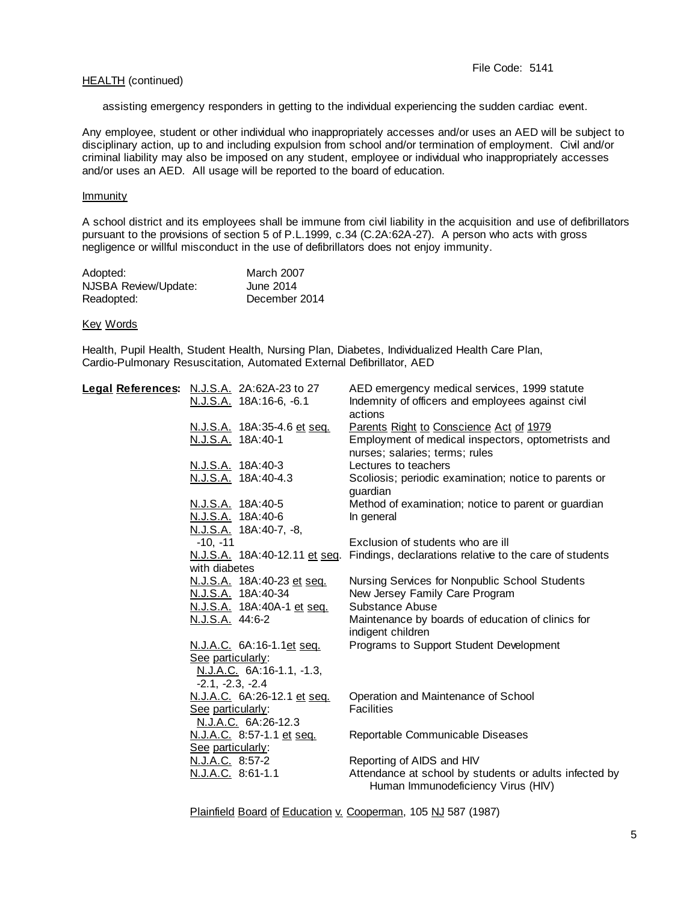assisting emergency responders in getting to the individual experiencing the sudden cardiac event.

Any employee, student or other individual who inappropriately accesses and/or uses an AED will be subject to disciplinary action, up to and including expulsion from school and/or termination of employment. Civil and/or criminal liability may also be imposed on any student, employee or individual who inappropriately accesses and/or uses an AED. All usage will be reported to the board of education.

Immunity

A school district and its employees shall be immune from civil liability in the acquisition and use of defibrillators pursuant to the provisions of section 5 of P.L.1999, c.34 (C.2A:62A-27). A person who acts with gross negligence or willful misconduct in the use of defibrillators does not enjoy immunity.

| | |
|---|---|
| Adopted: | March 2007 |
| NJSBA Review/Update: | June 2014 |
| Readopted: | December 2014 |

Key Words

Health, Pupil Health, Student Health, Nursing Plan, Diabetes, Individualized Health Care Plan, Cardio-Pulmonary Resuscitation, Automated External Defibrillator, AED

**Legal References:**

| Reference | Description |
|---|---|
| N.J.S.A. 2A:62A-23 to 27 | AED emergency medical services, 1999 statute |
| N.J.S.A. 18A:16-6, -6.1 | Indemnity of officers and employees against civil actions |
| N.J.S.A. 18A:35-4.6 et seq. | Parents Right to Conscience Act of 1979 |
| N.J.S.A. 18A:40-1 | Employment of medical inspectors, optometrists and nurses; salaries; terms; rules |
| N.J.S.A. 18A:40-3 | Lectures to teachers |
| N.J.S.A. 18A:40-4.3 | Scoliosis; periodic examination; notice to parents or guardian |
| N.J.S.A. 18A:40-5 | Method of examination; notice to parent or guardian |
| N.J.S.A. 18A:40-6 | In general |
| N.J.S.A. 18A:40-7, -8, -10, -11 | Exclusion of students who are ill |
| N.J.S.A. 18A:40-12.11 et seq. | Findings, declarations relative to the care of students with diabetes |
| N.J.S.A. 18A:40-23 et seq. | Nursing Services for Nonpublic School Students |
| N.J.S.A. 18A:40-34 | New Jersey Family Care Program |
| N.J.S.A. 18A:40A-1 et seq. | Substance Abuse |
| N.J.S.A. 44:6-2 | Maintenance by boards of education of clinics for indigent children |
| N.J.A.C. 6A:16-1.1et seq. See particularly: N.J.A.C. 6A:16-1.1, -1.3, -2.1, -2.3, -2.4 | Programs to Support Student Development |
| N.J.A.C. 6A:26-12.1 et seq. See particularly: N.J.A.C. 6A:26-12.3 | Operation and Maintenance of School Facilities |
| N.J.A.C. 8:57-1.1 et seq. See particularly: | Reportable Communicable Diseases |
| N.J.A.C. 8:57-2 | Reporting of AIDS and HIV |
| N.J.A.C. 8:61-1.1 | Attendance at school by students or adults infected by Human Immunodeficiency Virus (HIV) |

Plainfield Board of Education v. Cooperman, 105 NJ 587 (1987)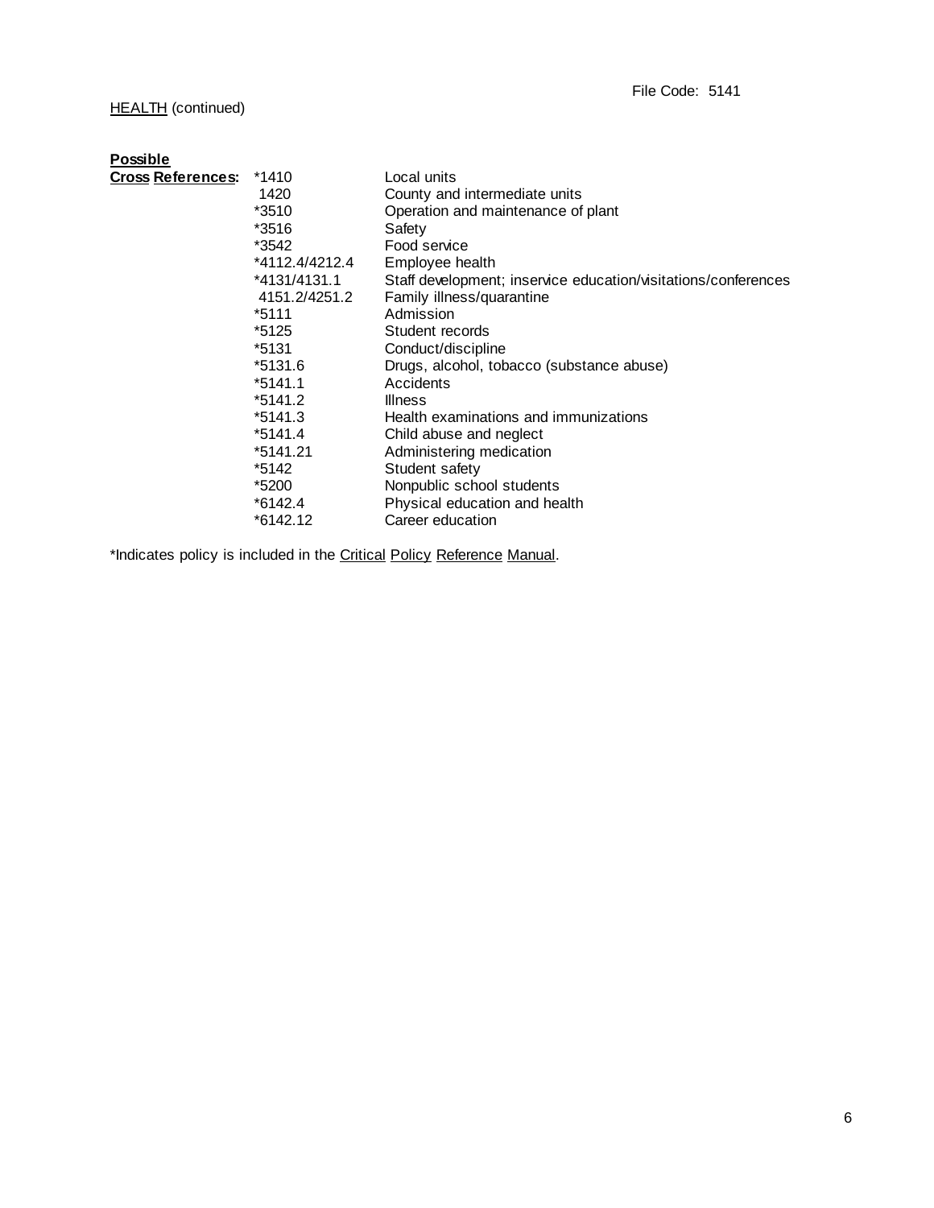File Code: 5141

HEALTH (continued)

| | | |
|---|---|---|
| **Possible Cross References:** | *1410 | Local units |
| | 1420 | County and intermediate units |
| | *3510 | Operation and maintenance of plant |
| | *3516 | Safety |
| | *3542 | Food service |
| | *4112.4/4212.4 | Employee health |
| | *4131/4131.1 | Staff development; inservice education/visitations/conferences |
| | 4151.2/4251.2 | Family illness/quarantine |
| | *5111 | Admission |
| | *5125 | Student records |
| | *5131 | Conduct/discipline |
| | *5131.6 | Drugs, alcohol, tobacco (substance abuse) |
| | *5141.1 | Accidents |
| | *5141.2 | Illness |
| | *5141.3 | Health examinations and immunizations |
| | *5141.4 | Child abuse and neglect |
| | *5141.21 | Administering medication |
| | *5142 | Student safety |
| | *5200 | Nonpublic school students |
| | *6142.4 | Physical education and health |
| | *6142.12 | Career education |

*Indicates policy is included in the Critical Policy Reference Manual.